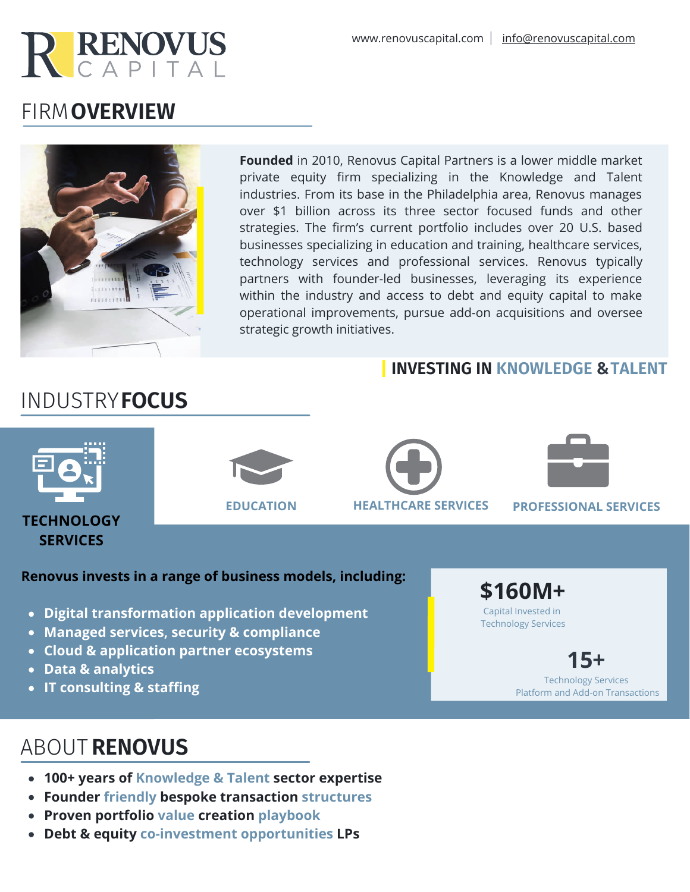# RENOVUS CAPITAL

www.renovuscapital.com | info@renovuscapital.com

## FIRM OVERVIEW

**Founded** in 2010, Renovus Capital Partners is a lower middle market private equity firm specializing in the Knowledge and Talent industries. From its base in the Philadelphia area, Renovus manages over $1 billion across its three sector focused funds and other strategies. The firm's current portfolio includes over 20 U.S. based businesses specializing in education and training, healthcare services, technology services and professional services. Renovus typically partners with founder-led businesses, leveraging its experience within the industry and access to debt and equity capital to make operational improvements, pursue add-on acquisitions and oversee strategic growth initiatives.

**INVESTING IN KNOWLEDGE & TALENT**

## INDUSTRY FOCUS

**TECHNOLOGY SERVICES** | **EDUCATION** | **HEALTHCARE SERVICES** | **PROFESSIONAL SERVICES**

**Renovus invests in a range of business models, including:**

- **Digital transformation application development**
- **Managed services, security & compliance**
- **Cloud & application partner ecosystems**
- **Data & analytics**
- **IT consulting & staffing**

**$160M+**
Capital Invested in Technology Services

**15+**
Technology Services Platform and Add-on Transactions

## ABOUT RENOVUS

- **100+ years of Knowledge & Talent sector expertise**
- **Founder friendly bespoke transaction structures**
- **Proven portfolio value creation playbook**
- **Debt & equity co-investment opportunities LPs**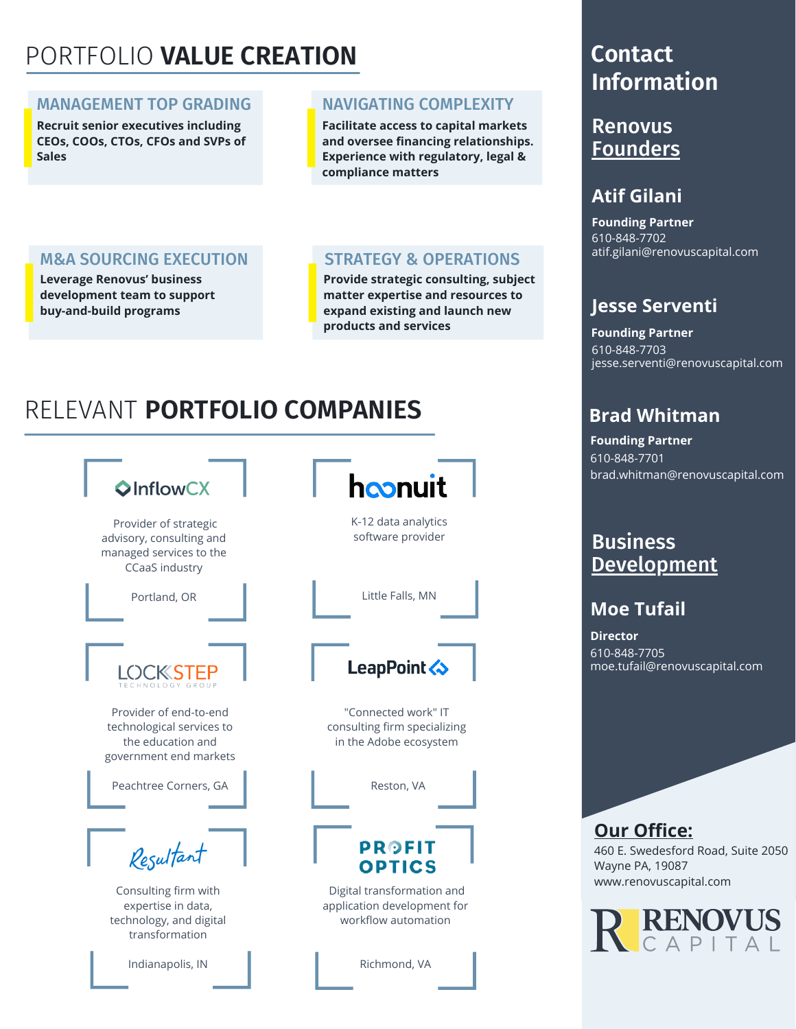# PORTFOLIO **VALUE CREATION**

### MANAGEMENT TOP GRADING

**Recruit senior executives including CEOs, COOs, CTOs, CFOs and SVPs of Sales**

### NAVIGATING COMPLEXITY

**Facilitate access to capital markets and oversee financing relationships. Experience with regulatory, legal & compliance matters**

### M&A SOURCING EXECUTION

**Leverage Renovus' business development team to support buy-and-build programs**

### STRATEGY & OPERATIONS

**Provide strategic consulting, subject matter expertise and resources to expand existing and launch new products and services**

# RELEVANT **PORTFOLIO COMPANIES**

**InflowCX**

Provider of strategic advisory, consulting and managed services to the CCaaS industry

Portland, OR

**hoonuit**

K-12 data analytics software provider

Little Falls, MN

**LOCKSTEP TECHNOLOGY GROUP**

Provider of end-to-end technological services to the education and government end markets

Peachtree Corners, GA

**LeapPoint**

"Connected work" IT consulting firm specializing in the Adobe ecosystem

Reston, VA

**Resultant**

Consulting firm with expertise in data, technology, and digital transformation

Indianapolis, IN

**PROFIT OPTICS**

Digital transformation and application development for workflow automation

Richmond, VA

## Contact Information

### Renovus Founders

**Atif Gilani**

**Founding Partner**
610-848-7702
atif.gilani@renovuscapital.com

**Jesse Serventi**

**Founding Partner**
610-848-7703
jesse.serventi@renovuscapital.com

**Brad Whitman**

**Founding Partner**
610-848-7701
brad.whitman@renovuscapital.com

### Business Development

**Moe Tufail**

**Director**
610-848-7705
moe.tufail@renovuscapital.com

**Our Office:**

460 E. Swedesford Road, Suite 2050
Wayne PA, 19087
www.renovuscapital.com

RENOVUS CAPITAL